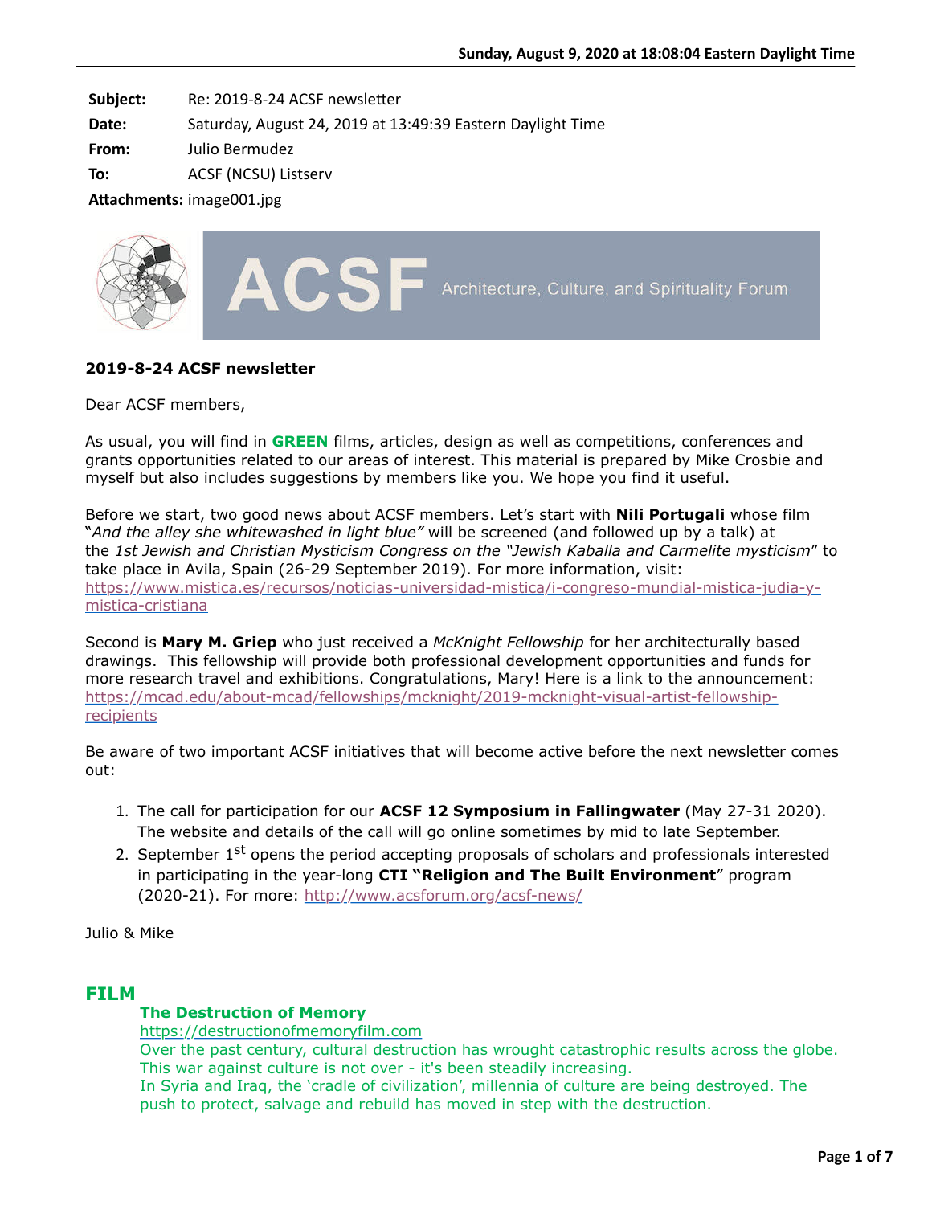| | |
|---|---|
| **Subject:** | Re: 2019-8-24 ACSF newsletter |
| **Date:** | Saturday, August 24, 2019 at 13:49:39 Eastern Daylight Time |
| **From:** | Julio Bermudez |
| **To:** | ACSF (NCSU) Listserv |
| **Attachments:** | image001.jpg |

ACSF Architecture, Culture, and Spirituality Forum

**2019-8-24 ACSF newsletter**

Dear ACSF members,

As usual, you will find in **GREEN** films, articles, design as well as competitions, conferences and grants opportunities related to our areas of interest. This material is prepared by Mike Crosbie and myself but also includes suggestions by members like you. We hope you find it useful.

Before we start, two good news about ACSF members. Let's start with **Nili Portugali** whose film "*And the alley she whitewashed in light blue"* will be screened (and followed up by a talk) at the *1st Jewish and Christian Mysticism Congress on the "Jewish Kaballa and Carmelite mysticism*" to take place in Avila, Spain (26-29 September 2019). For more information, visit: https://www.mistica.es/recursos/noticias-universidad-mistica/i-congreso-mundial-mistica-judia-y-mistica-cristiana

Second is **Mary M. Griep** who just received a *McKnight Fellowship* for her architecturally based drawings. This fellowship will provide both professional development opportunities and funds for more research travel and exhibitions. Congratulations, Mary! Here is a link to the announcement: https://mcad.edu/about-mcad/fellowships/mcknight/2019-mcknight-visual-artist-fellowship-recipients

Be aware of two important ACSF initiatives that will become active before the next newsletter comes out:

1. The call for participation for our **ACSF 12 Symposium in Fallingwater** (May 27-31 2020). The website and details of the call will go online sometimes by mid to late September.
2. September 1st opens the period accepting proposals of scholars and professionals interested in participating in the year-long **CTI "Religion and The Built Environment**" program (2020-21). For more: http://www.acsforum.org/acsf-news/

Julio & Mike

## FILM

**The Destruction of Memory**
https://destructionofmemoryfilm.com
Over the past century, cultural destruction has wrought catastrophic results across the globe. This war against culture is not over - it's been steadily increasing.
In Syria and Iraq, the 'cradle of civilization', millennia of culture are being destroyed. The push to protect, salvage and rebuild has moved in step with the destruction.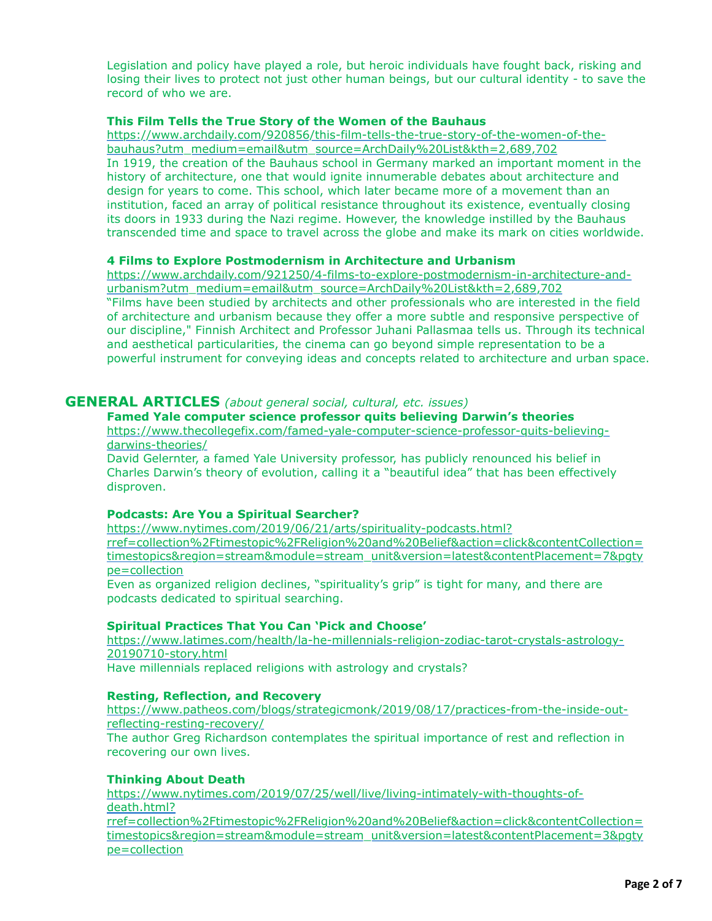Legislation and policy have played a role, but heroic individuals have fought back, risking and losing their lives to protect not just other human beings, but our cultural identity - to save the record of who we are.

**This Film Tells the True Story of the Women of the Bauhaus**
https://www.archdaily.com/920856/this-film-tells-the-true-story-of-the-women-of-the-bauhaus?utm_medium=email&utm_source=ArchDaily%20List&kth=2,689,702
In 1919, the creation of the Bauhaus school in Germany marked an important moment in the history of architecture, one that would ignite innumerable debates about architecture and design for years to come. This school, which later became more of a movement than an institution, faced an array of political resistance throughout its existence, eventually closing its doors in 1933 during the Nazi regime. However, the knowledge instilled by the Bauhaus transcended time and space to travel across the globe and make its mark on cities worldwide.

**4 Films to Explore Postmodernism in Architecture and Urbanism**
https://www.archdaily.com/921250/4-films-to-explore-postmodernism-in-architecture-and-urbanism?utm_medium=email&utm_source=ArchDaily%20List&kth=2,689,702
"Films have been studied by architects and other professionals who are interested in the field of architecture and urbanism because they offer a more subtle and responsive perspective of our discipline," Finnish Architect and Professor Juhani Pallasmaa tells us. Through its technical and aesthetical particularities, the cinema can go beyond simple representation to be a powerful instrument for conveying ideas and concepts related to architecture and urban space.

## GENERAL ARTICLES *(about general social, cultural, etc. issues)*

**Famed Yale computer science professor quits believing Darwin's theories**
https://www.thecollegefix.com/famed-yale-computer-science-professor-quits-believing-darwins-theories/
David Gelernter, a famed Yale University professor, has publicly renounced his belief in Charles Darwin's theory of evolution, calling it a "beautiful idea" that has been effectively disproven.

**Podcasts: Are You a Spiritual Searcher?**
https://www.nytimes.com/2019/06/21/arts/spirituality-podcasts.html?rref=collection%2Ftimestopic%2FReligion%20and%20Belief&action=click&contentCollection=timestopics&region=stream&module=stream_unit&version=latest&contentPlacement=7&pgtype=collection
Even as organized religion declines, "spirituality's grip" is tight for many, and there are podcasts dedicated to spiritual searching.

**Spiritual Practices That You Can 'Pick and Choose'**
https://www.latimes.com/health/la-he-millennials-religion-zodiac-tarot-crystals-astrology-20190710-story.html
Have millennials replaced religions with astrology and crystals?

**Resting, Reflection, and Recovery**
https://www.patheos.com/blogs/strategicmonk/2019/08/17/practices-from-the-inside-out-reflecting-resting-recovery/
The author Greg Richardson contemplates the spiritual importance of rest and reflection in recovering our own lives.

**Thinking About Death**
https://www.nytimes.com/2019/07/25/well/live/living-intimately-with-thoughts-of-death.html?rref=collection%2Ftimestopic%2FReligion%20and%20Belief&action=click&contentCollection=timestopics&region=stream&module=stream_unit&version=latest&contentPlacement=3&pgtype=collection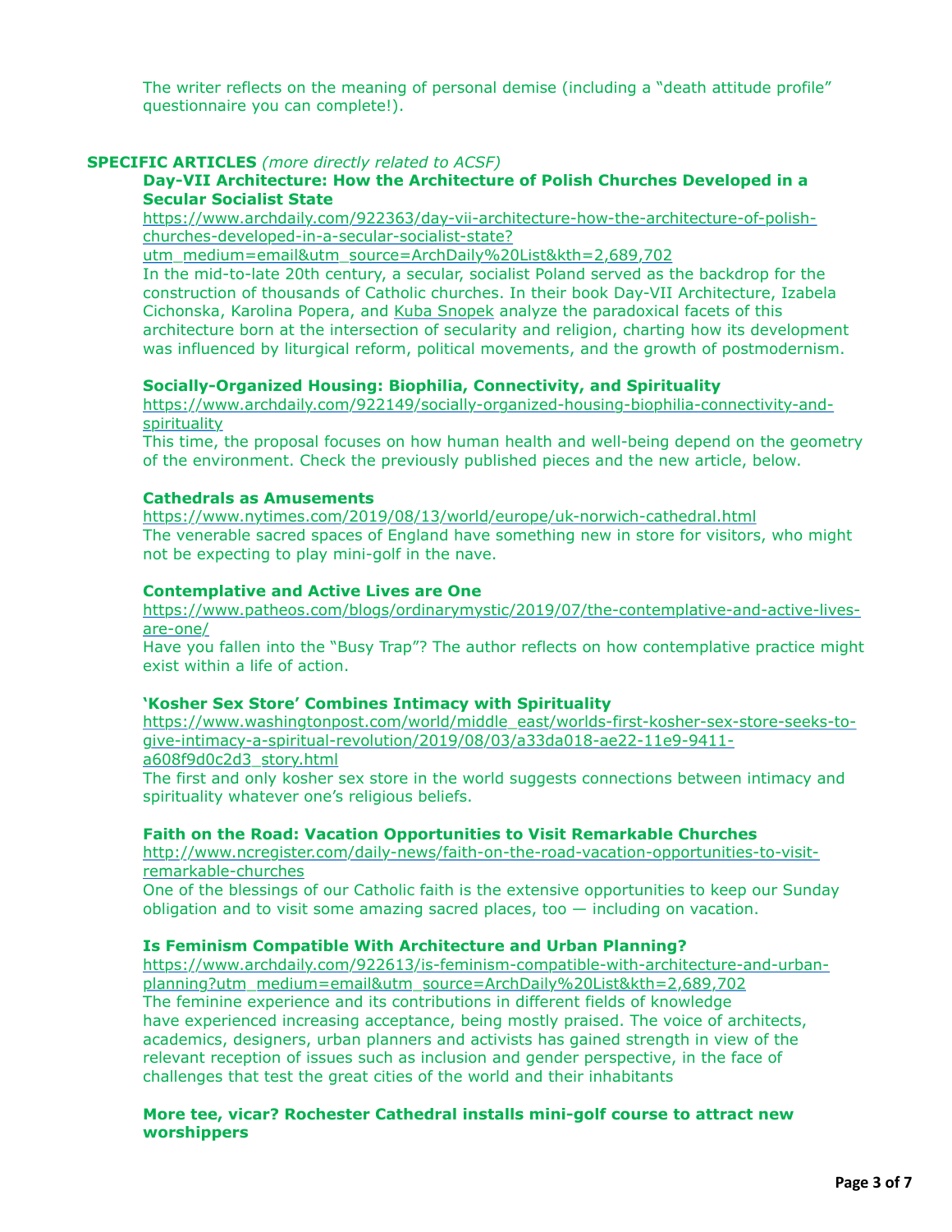The writer reflects on the meaning of personal demise (including a "death attitude profile" questionnaire you can complete!).

**SPECIFIC ARTICLES** *(more directly related to ACSF)*

**Day-VII Architecture: How the Architecture of Polish Churches Developed in a Secular Socialist State**

https://www.archdaily.com/922363/day-vii-architecture-how-the-architecture-of-polish-churches-developed-in-a-secular-socialist-state?utm_medium=email&utm_source=ArchDaily%20List&kth=2,689,702

In the mid-to-late 20th century, a secular, socialist Poland served as the backdrop for the construction of thousands of Catholic churches. In their book Day-VII Architecture, Izabela Cichonska, Karolina Popera, and Kuba Snopek analyze the paradoxical facets of this architecture born at the intersection of secularity and religion, charting how its development was influenced by liturgical reform, political movements, and the growth of postmodernism.

**Socially-Organized Housing: Biophilia, Connectivity, and Spirituality**

https://www.archdaily.com/922149/socially-organized-housing-biophilia-connectivity-and-spirituality

This time, the proposal focuses on how human health and well-being depend on the geometry of the environment. Check the previously published pieces and the new article, below.

**Cathedrals as Amusements**

https://www.nytimes.com/2019/08/13/world/europe/uk-norwich-cathedral.html

The venerable sacred spaces of England have something new in store for visitors, who might not be expecting to play mini-golf in the nave.

**Contemplative and Active Lives are One**

https://www.patheos.com/blogs/ordinarymystic/2019/07/the-contemplative-and-active-lives-are-one/

Have you fallen into the "Busy Trap"? The author reflects on how contemplative practice might exist within a life of action.

**'Kosher Sex Store' Combines Intimacy with Spirituality**

https://www.washingtonpost.com/world/middle_east/worlds-first-kosher-sex-store-seeks-to-give-intimacy-a-spiritual-revolution/2019/08/03/a33da018-ae22-11e9-9411-a608f9d0c2d3_story.html

The first and only kosher sex store in the world suggests connections between intimacy and spirituality whatever one's religious beliefs.

**Faith on the Road: Vacation Opportunities to Visit Remarkable Churches**

http://www.ncregister.com/daily-news/faith-on-the-road-vacation-opportunities-to-visit-remarkable-churches

One of the blessings of our Catholic faith is the extensive opportunities to keep our Sunday obligation and to visit some amazing sacred places, too — including on vacation.

**Is Feminism Compatible With Architecture and Urban Planning?**

https://www.archdaily.com/922613/is-feminism-compatible-with-architecture-and-urban-planning?utm_medium=email&utm_source=ArchDaily%20List&kth=2,689,702

The feminine experience and its contributions in different fields of knowledge have experienced increasing acceptance, being mostly praised. The voice of architects, academics, designers, urban planners and activists has gained strength in view of the relevant reception of issues such as inclusion and gender perspective, in the face of challenges that test the great cities of the world and their inhabitants

**More tee, vicar? Rochester Cathedral installs mini-golf course to attract new worshippers**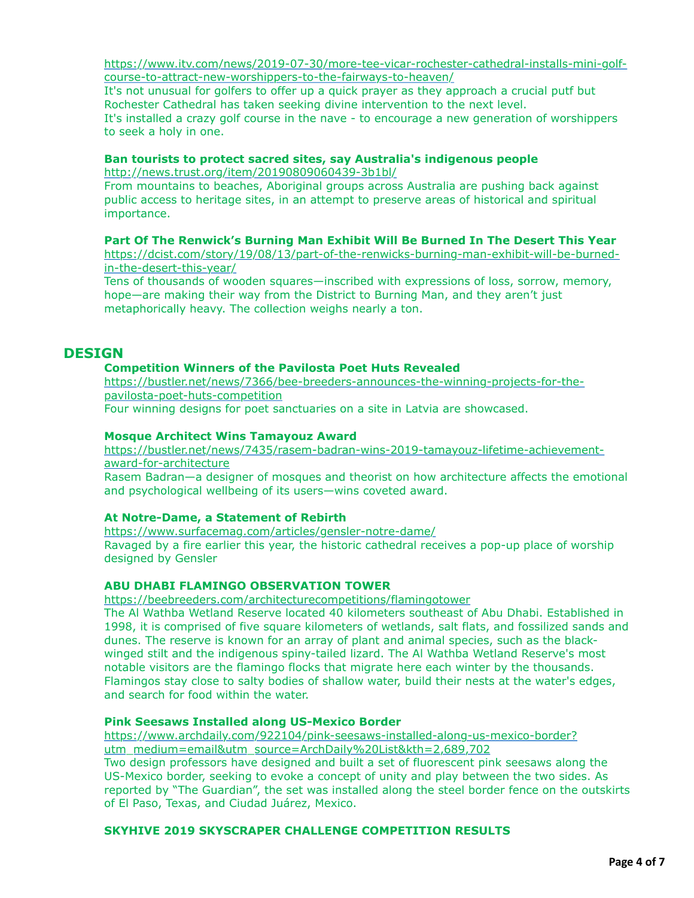https://www.itv.com/news/2019-07-30/more-tee-vicar-rochester-cathedral-installs-mini-golf-course-to-attract-new-worshippers-to-the-fairways-to-heaven/

It's not unusual for golfers to offer up a quick prayer as they approach a crucial putf but Rochester Cathedral has taken seeking divine intervention to the next level.

It's installed a crazy golf course in the nave - to encourage a new generation of worshippers to seek a holy in one.

**Ban tourists to protect sacred sites, say Australia's indigenous people**

http://news.trust.org/item/20190809060439-3b1bl/

From mountains to beaches, Aboriginal groups across Australia are pushing back against public access to heritage sites, in an attempt to preserve areas of historical and spiritual importance.

**Part Of The Renwick's Burning Man Exhibit Will Be Burned In The Desert This Year**

https://dcist.com/story/19/08/13/part-of-the-renwicks-burning-man-exhibit-will-be-burned-in-the-desert-this-year/

Tens of thousands of wooden squares—inscribed with expressions of loss, sorrow, memory, hope—are making their way from the District to Burning Man, and they aren't just metaphorically heavy. The collection weighs nearly a ton.

## DESIGN

**Competition Winners of the Pavilosta Poet Huts Revealed**

https://bustler.net/news/7366/bee-breeders-announces-the-winning-projects-for-the-pavilosta-poet-huts-competition

Four winning designs for poet sanctuaries on a site in Latvia are showcased.

**Mosque Architect Wins Tamayouz Award**

https://bustler.net/news/7435/rasem-badran-wins-2019-tamayouz-lifetime-achievement-award-for-architecture

Rasem Badran—a designer of mosques and theorist on how architecture affects the emotional and psychological wellbeing of its users—wins coveted award.

**At Notre-Dame, a Statement of Rebirth**

https://www.surfacemag.com/articles/gensler-notre-dame/

Ravaged by a fire earlier this year, the historic cathedral receives a pop-up place of worship designed by Gensler

**ABU DHABI FLAMINGO OBSERVATION TOWER**

https://beebreeders.com/architecturecompetitions/flamingotower

The Al Wathba Wetland Reserve located 40 kilometers southeast of Abu Dhabi. Established in 1998, it is comprised of five square kilometers of wetlands, salt flats, and fossilized sands and dunes. The reserve is known for an array of plant and animal species, such as the black-winged stilt and the indigenous spiny-tailed lizard. The Al Wathba Wetland Reserve's most notable visitors are the flamingo flocks that migrate here each winter by the thousands. Flamingos stay close to salty bodies of shallow water, build their nests at the water's edges, and search for food within the water.

**Pink Seesaws Installed along US-Mexico Border**

https://www.archdaily.com/922104/pink-seesaws-installed-along-us-mexico-border?utm_medium=email&utm_source=ArchDaily%20List&kth=2,689,702

Two design professors have designed and built a set of fluorescent pink seesaws along the US-Mexico border, seeking to evoke a concept of unity and play between the two sides. As reported by "The Guardian", the set was installed along the steel border fence on the outskirts of El Paso, Texas, and Ciudad Juárez, Mexico.

**SKYHIVE 2019 SKYSCRAPER CHALLENGE COMPETITION RESULTS**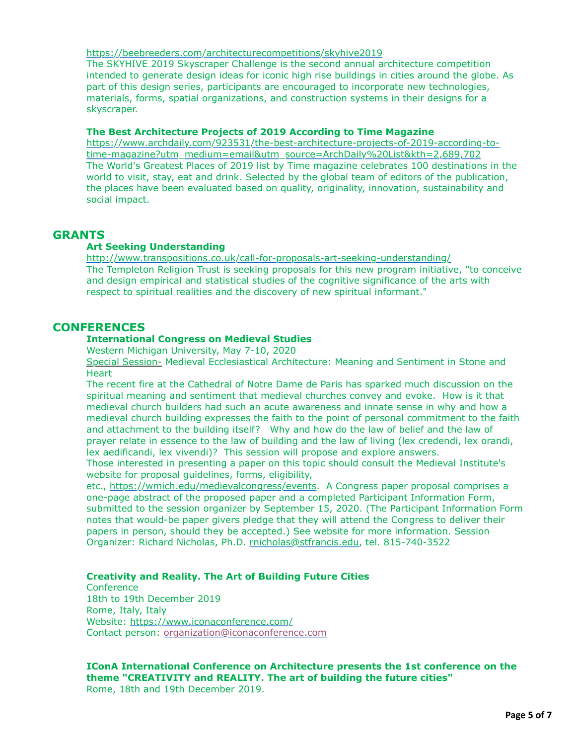https://beebreeders.com/architecturecompetitions/skyhive2019
The SKYHIVE 2019 Skyscraper Challenge is the second annual architecture competition intended to generate design ideas for iconic high rise buildings in cities around the globe. As part of this design series, participants are encouraged to incorporate new technologies, materials, forms, spatial organizations, and construction systems in their designs for a skyscraper.

**The Best Architecture Projects of 2019 According to Time Magazine**
https://www.archdaily.com/923531/the-best-architecture-projects-of-2019-according-to-time-magazine?utm_medium=email&utm_source=ArchDaily%20List&kth=2,689,702
The World's Greatest Places of 2019 list by Time magazine celebrates 100 destinations in the world to visit, stay, eat and drink. Selected by the global team of editors of the publication, the places have been evaluated based on quality, originality, innovation, sustainability and social impact.

## GRANTS

**Art Seeking Understanding**
http://www.transpositions.co.uk/call-for-proposals-art-seeking-understanding/
The Templeton Religion Trust is seeking proposals for this new program initiative, "to conceive and design empirical and statistical studies of the cognitive significance of the arts with respect to spiritual realities and the discovery of new spiritual informant."

## CONFERENCES

**International Congress on Medieval Studies**
Western Michigan University, May 7-10, 2020
Special Session- Medieval Ecclesiastical Architecture: Meaning and Sentiment in Stone and Heart
The recent fire at the Cathedral of Notre Dame de Paris has sparked much discussion on the spiritual meaning and sentiment that medieval churches convey and evoke. How is it that medieval church builders had such an acute awareness and innate sense in why and how a medieval church building expresses the faith to the point of personal commitment to the faith and attachment to the building itself? Why and how do the law of belief and the law of prayer relate in essence to the law of building and the law of living (lex credendi, lex orandi, lex aedificandi, lex vivendi)? This session will propose and explore answers.
Those interested in presenting a paper on this topic should consult the Medieval Institute's website for proposal guidelines, forms, eligibility, etc., https://wmich.edu/medievalcongress/events. A Congress paper proposal comprises a one-page abstract of the proposed paper and a completed Participant Information Form, submitted to the session organizer by September 15, 2020. (The Participant Information Form notes that would-be paper givers pledge that they will attend the Congress to deliver their papers in person, should they be accepted.) See website for more information. Session Organizer: Richard Nicholas, Ph.D. rnicholas@stfrancis.edu, tel. 815-740-3522

**Creativity and Reality. The Art of Building Future Cities**
Conference
18th to 19th December 2019
Rome, Italy, Italy
Website: https://www.iconaconference.com/
Contact person: organization@iconaconference.com

**IConA International Conference on Architecture presents the 1st conference on the theme "CREATIVITY and REALITY. The art of building the future cities"**
Rome, 18th and 19th December 2019.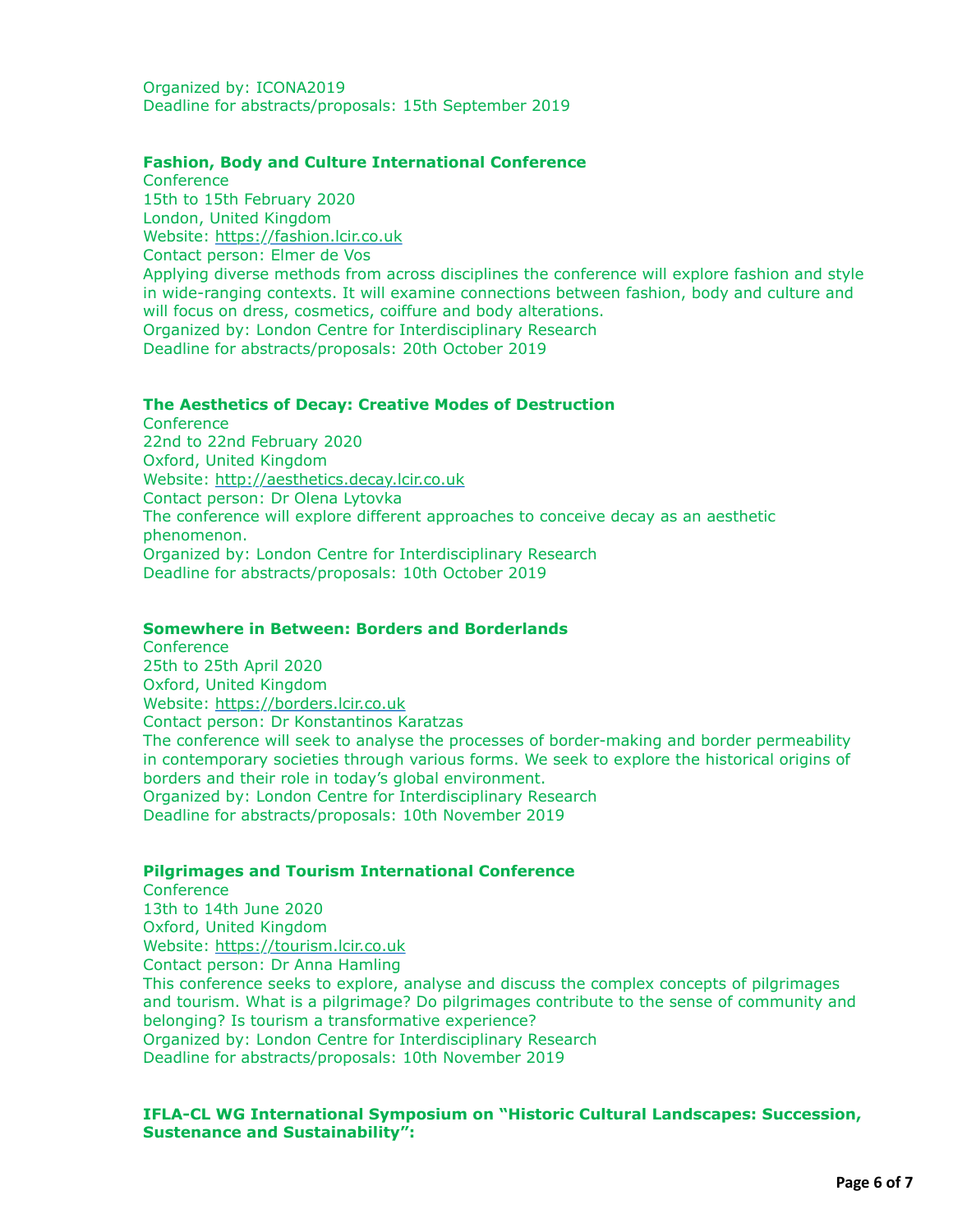Organized by: ICONA2019
Deadline for abstracts/proposals: 15th September 2019

**Fashion, Body and Culture International Conference**
Conference
15th to 15th February 2020
London, United Kingdom
Website: https://fashion.lcir.co.uk
Contact person: Elmer de Vos
Applying diverse methods from across disciplines the conference will explore fashion and style in wide-ranging contexts. It will examine connections between fashion, body and culture and will focus on dress, cosmetics, coiffure and body alterations.
Organized by: London Centre for Interdisciplinary Research
Deadline for abstracts/proposals: 20th October 2019

**The Aesthetics of Decay: Creative Modes of Destruction**
Conference
22nd to 22nd February 2020
Oxford, United Kingdom
Website: http://aesthetics.decay.lcir.co.uk
Contact person: Dr Olena Lytovka
The conference will explore different approaches to conceive decay as an aesthetic phenomenon.
Organized by: London Centre for Interdisciplinary Research
Deadline for abstracts/proposals: 10th October 2019

**Somewhere in Between: Borders and Borderlands**
Conference
25th to 25th April 2020
Oxford, United Kingdom
Website: https://borders.lcir.co.uk
Contact person: Dr Konstantinos Karatzas
The conference will seek to analyse the processes of border-making and border permeability in contemporary societies through various forms. We seek to explore the historical origins of borders and their role in today's global environment.
Organized by: London Centre for Interdisciplinary Research
Deadline for abstracts/proposals: 10th November 2019

**Pilgrimages and Tourism International Conference**
Conference
13th to 14th June 2020
Oxford, United Kingdom
Website: https://tourism.lcir.co.uk
Contact person: Dr Anna Hamling
This conference seeks to explore, analyse and discuss the complex concepts of pilgrimages and tourism. What is a pilgrimage? Do pilgrimages contribute to the sense of community and belonging? Is tourism a transformative experience?
Organized by: London Centre for Interdisciplinary Research
Deadline for abstracts/proposals: 10th November 2019

**IFLA-CL WG International Symposium on "Historic Cultural Landscapes: Succession, Sustenance and Sustainability":**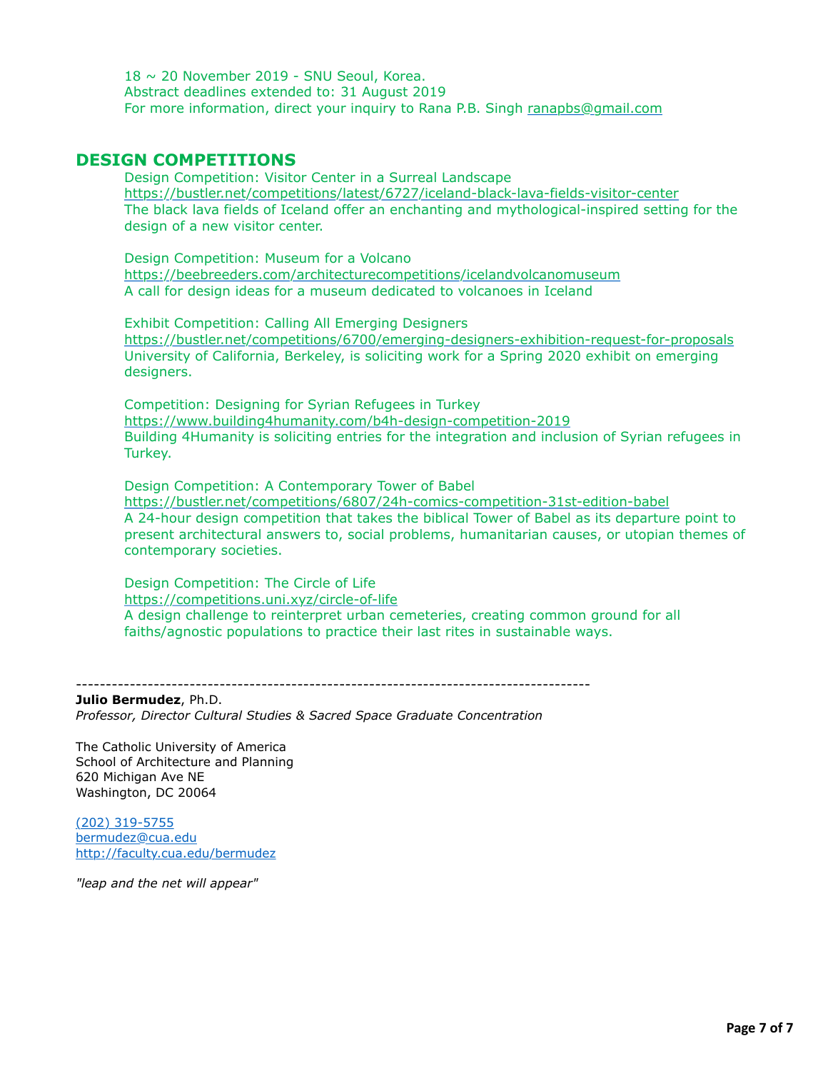18 ~ 20 November 2019 - SNU Seoul, Korea.
Abstract deadlines extended to: 31 August 2019
For more information, direct your inquiry to Rana P.B. Singh ranapbs@gmail.com

## DESIGN COMPETITIONS

Design Competition: Visitor Center in a Surreal Landscape
https://bustler.net/competitions/latest/6727/iceland-black-lava-fields-visitor-center
The black lava fields of Iceland offer an enchanting and mythological-inspired setting for the design of a new visitor center.

Design Competition: Museum for a Volcano
https://beebreeders.com/architecturecompetitions/icelandvolcanomuseum
A call for design ideas for a museum dedicated to volcanoes in Iceland

Exhibit Competition: Calling All Emerging Designers
https://bustler.net/competitions/6700/emerging-designers-exhibition-request-for-proposals
University of California, Berkeley, is soliciting work for a Spring 2020 exhibit on emerging designers.

Competition: Designing for Syrian Refugees in Turkey
https://www.building4humanity.com/b4h-design-competition-2019
Building 4Humanity is soliciting entries for the integration and inclusion of Syrian refugees in Turkey.

Design Competition: A Contemporary Tower of Babel
https://bustler.net/competitions/6807/24h-comics-competition-31st-edition-babel
A 24-hour design competition that takes the biblical Tower of Babel as its departure point to present architectural answers to, social problems, humanitarian causes, or utopian themes of contemporary societies.

Design Competition: The Circle of Life
https://competitions.uni.xyz/circle-of-life
A design challenge to reinterpret urban cemeteries, creating common ground for all faiths/agnostic populations to practice their last rites in sustainable ways.

---------------------------------------------------------------------------------------

**Julio Bermudez**, Ph.D.
*Professor, Director Cultural Studies & Sacred Space Graduate Concentration*

The Catholic University of America
School of Architecture and Planning
620 Michigan Ave NE
Washington, DC 20064

(202) 319-5755
bermudez@cua.edu
http://faculty.cua.edu/bermudez

*"leap and the net will appear"*